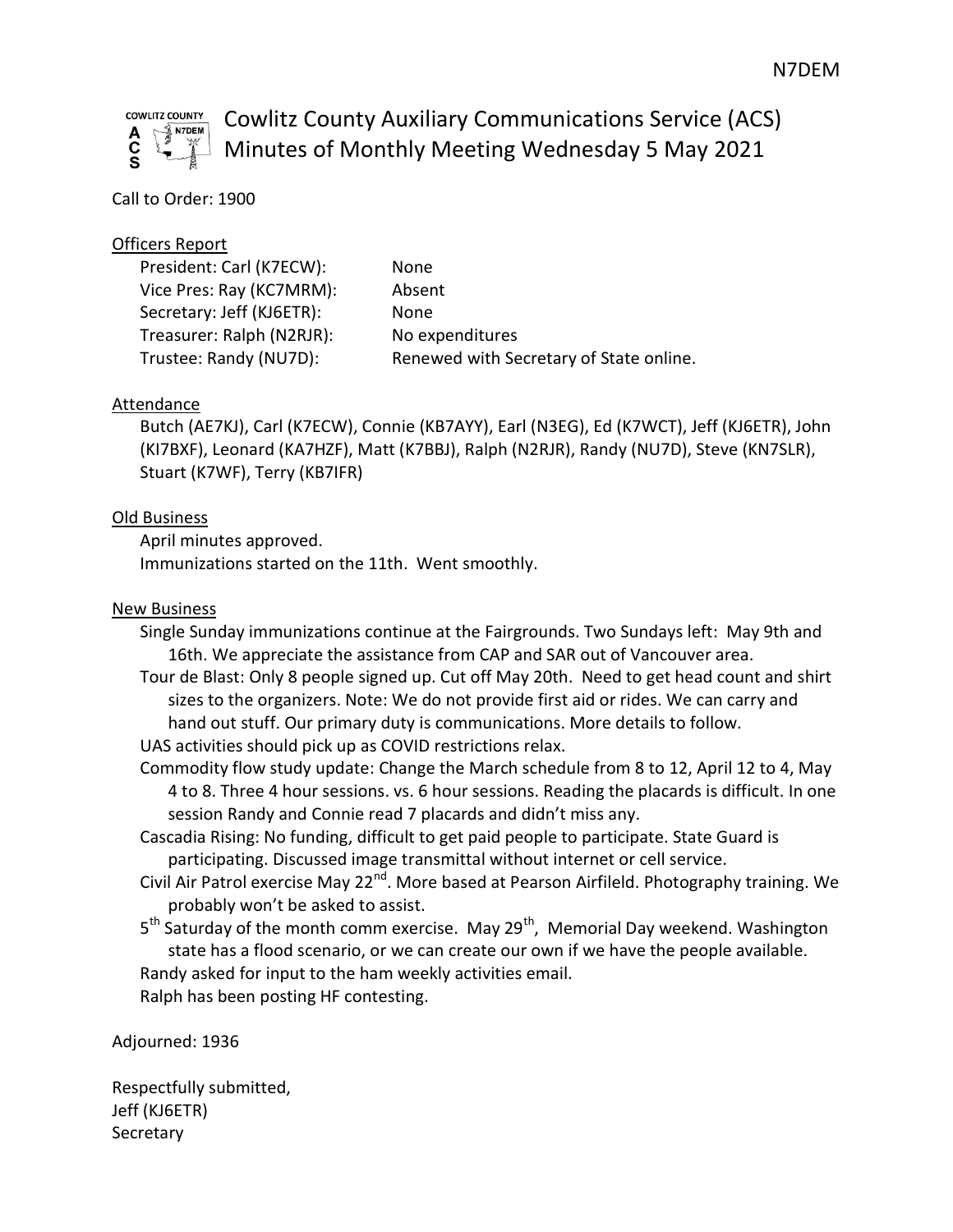# Cowlitz County Auxiliary Communications Service (ACS)
# Minutes of Monthly Meeting Wednesday 5 May 2021

Call to Order: 1900

## Officers Report

| | |
|---|---|
| President: Carl (K7ECW): | None |
| Vice Pres: Ray (KC7MRM): | Absent |
| Secretary: Jeff (KJ6ETR): | None |
| Treasurer: Ralph (N2RJR): | No expenditures |
| Trustee: Randy (NU7D): | Renewed with Secretary of State online. |

## Attendance

Butch (AE7KJ), Carl (K7ECW), Connie (KB7AYY), Earl (N3EG), Ed (K7WCT), Jeff (KJ6ETR), John (KI7BXF), Leonard (KA7HZF), Matt (K7BBJ), Ralph (N2RJR), Randy (NU7D), Steve (KN7SLR), Stuart (K7WF), Terry (KB7IFR)

## Old Business

April minutes approved.
Immunizations started on the 11th. Went smoothly.

## New Business

Single Sunday immunizations continue at the Fairgrounds. Two Sundays left: May 9th and 16th. We appreciate the assistance from CAP and SAR out of Vancouver area.

Tour de Blast: Only 8 people signed up. Cut off May 20th. Need to get head count and shirt sizes to the organizers. Note: We do not provide first aid or rides. We can carry and hand out stuff. Our primary duty is communications. More details to follow.

UAS activities should pick up as COVID restrictions relax.

Commodity flow study update: Change the March schedule from 8 to 12, April 12 to 4, May 4 to 8. Three 4 hour sessions. vs. 6 hour sessions. Reading the placards is difficult. In one session Randy and Connie read 7 placards and didn't miss any.

Cascadia Rising: No funding, difficult to get paid people to participate. State Guard is participating. Discussed image transmittal without internet or cell service.

Civil Air Patrol exercise May 22nd. More based at Pearson Airfileld. Photography training. We probably won't be asked to assist.

5th Saturday of the month comm exercise. May 29th, Memorial Day weekend. Washington state has a flood scenario, or we can create our own if we have the people available.

Randy asked for input to the ham weekly activities email.

Ralph has been posting HF contesting.

Adjourned: 1936

Respectfully submitted,
Jeff (KJ6ETR)
Secretary